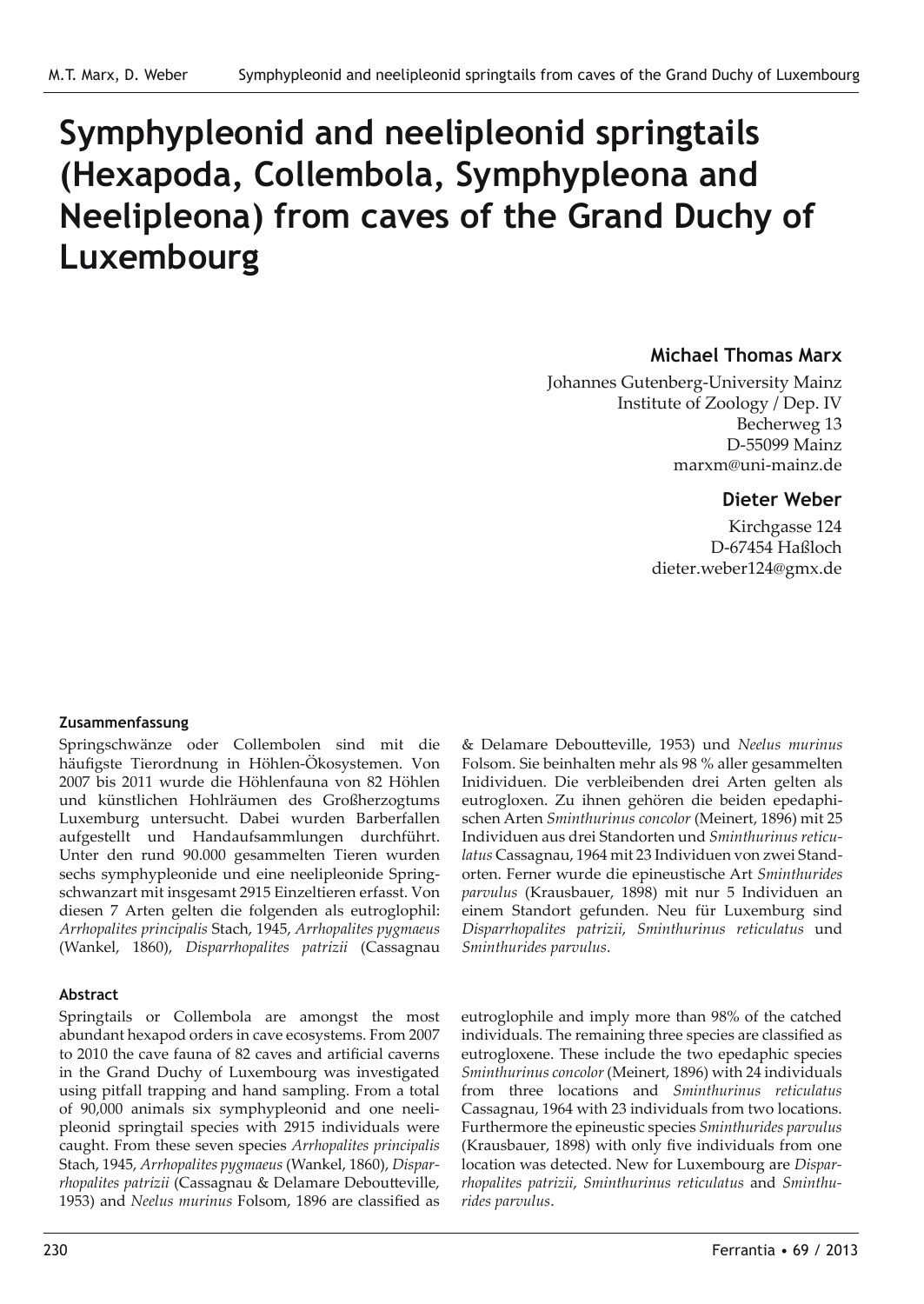# Symphypleonid and neelipleonid springtails (Hexapoda, Collembola, Symphypleona and Neelipleona) from caves of the Grand Duchy of Luxembourg

**Michael Thomas Marx**

Johannes Gutenberg-University Mainz
Institute of Zoology / Dep. IV
Becherweg 13
D-55099 Mainz
marxm@uni-mainz.de

**Dieter Weber**

Kirchgasse 124
D-67454 Haßloch
dieter.weber124@gmx.de

#### Zusammenfassung

Springschwänze oder Collembolen sind mit die häufigste Tierordnung in Höhlen-Ökosystemen. Von 2007 bis 2011 wurde die Höhlenfauna von 82 Höhlen und künstlichen Hohlräumen des Großherzogtums Luxemburg untersucht. Dabei wurden Barberfallen aufgestellt und Handaufsammlungen durchführt. Unter den rund 90.000 gesammelten Tieren wurden sechs symphypleonide und eine neelipleonide Springschwanzart mit insgesamt 2915 Einzeltieren erfasst. Von diesen 7 Arten gelten die folgenden als eutroglophil: *Arrhopalites principalis* Stach, 1945, *Arrhopalites pygmaeus* (Wankel, 1860), *Disparrhopalites patrizii* (Cassagnau & Delamare Deboutteville, 1953) und *Neelus murinus* Folsom. Sie beinhalten mehr als 98 % aller gesammelten Inidividuen. Die verbleibenden drei Arten gelten als eutrogloxen. Zu ihnen gehören die beiden epedaphischen Arten *Sminthurinus concolor* (Meinert, 1896) mit 25 Individuen aus drei Standorten und *Sminthurinus reticulatus* Cassagnau, 1964 mit 23 Individuen von zwei Standorten. Ferner wurde die epineustische Art *Sminthurides parvulus* (Krausbauer, 1898) mit nur 5 Individuen an einem Standort gefunden. Neu für Luxemburg sind *Disparrhopalites patrizii*, *Sminthurinus reticulatus* und *Sminthurides parvulus*.

#### Abstract

Springtails or Collembola are amongst the most abundant hexapod orders in cave ecosystems. From 2007 to 2010 the cave fauna of 82 caves and artificial caverns in the Grand Duchy of Luxembourg was investigated using pitfall trapping and hand sampling. From a total of 90,000 animals six symphypleonid and one neelipleonid springtail species with 2915 individuals were caught. From these seven species *Arrhopalites principalis* Stach, 1945, *Arrhopalites pygmaeus* (Wankel, 1860), *Disparrhopalites patrizii* (Cassagnau & Delamare Deboutteville, 1953) and *Neelus murinus* Folsom, 1896 are classified as eutroglophile and imply more than 98% of the catched individuals. The remaining three species are classified as eutrogloxene. These include the two epedaphic species *Sminthurinus concolor* (Meinert, 1896) with 24 individuals from three locations and *Sminthurinus reticulatus* Cassagnau, 1964 with 23 individuals from two locations. Furthermore the epineustic species *Sminthurides parvulus* (Krausbauer, 1898) with only five individuals from one location was detected. New for Luxembourg are *Disparrhopalites patrizii*, *Sminthurinus reticulatus* and *Sminthurides parvulus*.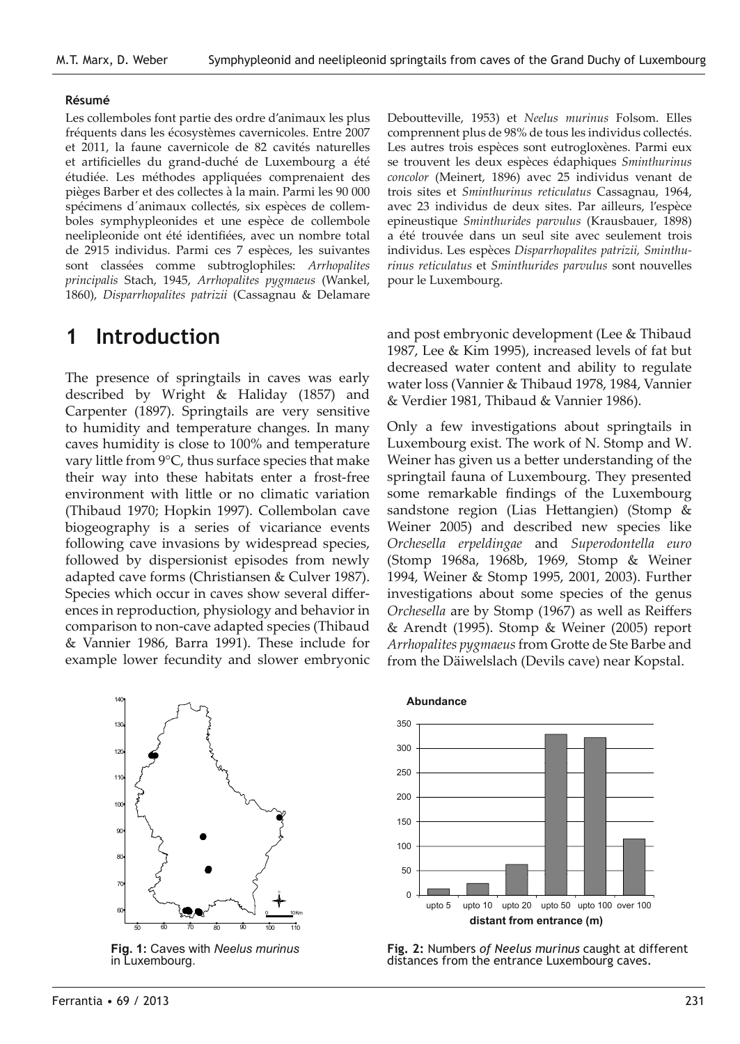**Résumé**

Les collemboles font partie des ordre d'animaux les plus fréquents dans les écosystèmes cavernicoles. Entre 2007 et 2011, la faune cavernicole de 82 cavités naturelles et artificielles du grand-duché de Luxembourg a été étudiée. Les méthodes appliquées comprenaient des pièges Barber et des collectes à la main. Parmi les 90 000 spécimens d´animaux collectés, six espèces de collemboles symphypleonides et une espèce de collembole neelipleonide ont été identifiées, avec un nombre total de 2915 individus. Parmi ces 7 espèces, les suivantes sont classées comme subtroglophiles: *Arrhopalites principalis* Stach, 1945, *Arrhopalites pygmaeus* (Wankel, 1860), *Disparrhopalites patrizii* (Cassagnau & Delamare Deboutteville, 1953) et *Neelus murinus* Folsom. Elles comprennent plus de 98% de tous les individus collectés. Les autres trois espèces sont eutrogloxènes. Parmi eux se trouvent les deux espèces édaphiques *Sminthurinus concolor* (Meinert, 1896) avec 25 individus venant de trois sites et *Sminthurinus reticulatus* Cassagnau, 1964, avec 23 individus de deux sites. Par ailleurs, l'espèce epineustique *Sminthurides parvulus* (Krausbauer, 1898) a été trouvée dans un seul site avec seulement trois individus. Les espèces *Disparrhopalites patrizii, Sminthurinus reticulatus* et *Sminthurides parvulus* sont nouvelles pour le Luxembourg.

# 1 Introduction

The presence of springtails in caves was early described by Wright & Haliday (1857) and Carpenter (1897). Springtails are very sensitive to humidity and temperature changes. In many caves humidity is close to 100% and temperature vary little from 9°C, thus surface species that make their way into these habitats enter a frost-free environment with little or no climatic variation (Thibaud 1970; Hopkin 1997). Collembolan cave biogeography is a series of vicariance events following cave invasions by widespread species, followed by dispersionist episodes from newly adapted cave forms (Christiansen & Culver 1987). Species which occur in caves show several differences in reproduction, physiology and behavior in comparison to non-cave adapted species (Thibaud & Vannier 1986, Barra 1991). These include for example lower fecundity and slower embryonic and post embryonic development (Lee & Thibaud 1987, Lee & Kim 1995), increased levels of fat but decreased water content and ability to regulate water loss (Vannier & Thibaud 1978, 1984, Vannier & Verdier 1981, Thibaud & Vannier 1986).

Only a few investigations about springtails in Luxembourg exist. The work of N. Stomp and W. Weiner has given us a better understanding of the springtail fauna of Luxembourg. They presented some remarkable findings of the Luxembourg sandstone region (Lias Hettangien) (Stomp & Weiner 2005) and described new species like *Orchesella erpeldingae* and *Superodontella euro* (Stomp 1968a, 1968b, 1969, Stomp & Weiner 1994, Weiner & Stomp 1995, 2001, 2003). Further investigations about some species of the genus *Orchesella* are by Stomp (1967) as well as Reiffers & Arendt (1995). Stomp & Weiner (2005) report *Arrhopalites pygmaeus* from Grotte de Ste Barbe and from the Däiwelslach (Devils cave) near Kopstal.

**Fig. 1:** Caves with *Neelus murinus* in Luxembourg.

**Fig. 2:** Numbers *of Neelus murinus* caught at different distances from the entrance Luxembourg caves.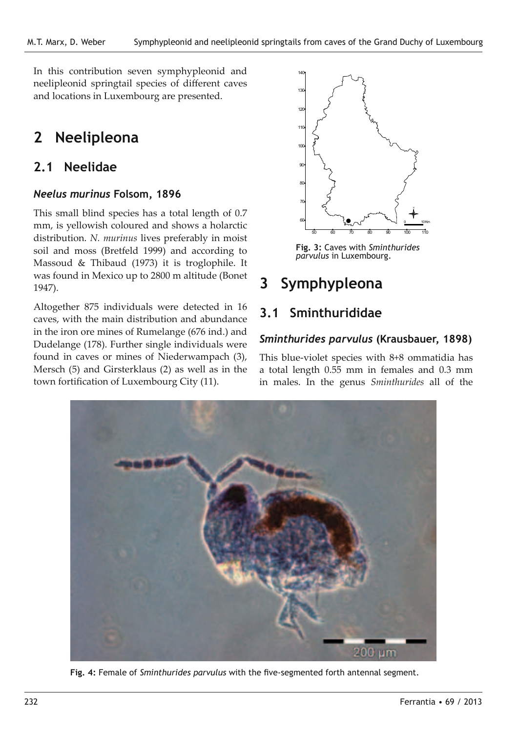In this contribution seven symphypleonid and neelipleonid springtail species of different caves and locations in Luxembourg are presented.

# 2 Neelipleona

## 2.1 Neelidae

### *Neelus murinus* Folsom, 1896

This small blind species has a total length of 0.7 mm, is yellowish coloured and shows a holarctic distribution. *N. murinus* lives preferably in moist soil and moss (Bretfeld 1999) and according to Massoud & Thibaud (1973) it is troglophile. It was found in Mexico up to 2800 m altitude (Bonet 1947).

Altogether 875 individuals were detected in 16 caves, with the main distribution and abundance in the iron ore mines of Rumelange (676 ind.) and Dudelange (178). Further single individuals were found in caves or mines of Niederwampach (3), Mersch (5) and Girsterklaus (2) as well as in the town fortification of Luxembourg City (11).

**Fig. 3:** Caves with *Sminthurides parvulus* in Luxembourg.

# 3 Symphypleona

## 3.1 Sminthurididae

### *Sminthurides parvulus* (Krausbauer, 1898)

This blue-violet species with 8+8 ommatidia has a total length 0.55 mm in females and 0.3 mm in males. In the genus *Sminthurides* all of the

**Fig. 4:** Female of *Sminthurides parvulus* with the five-segmented forth antennal segment.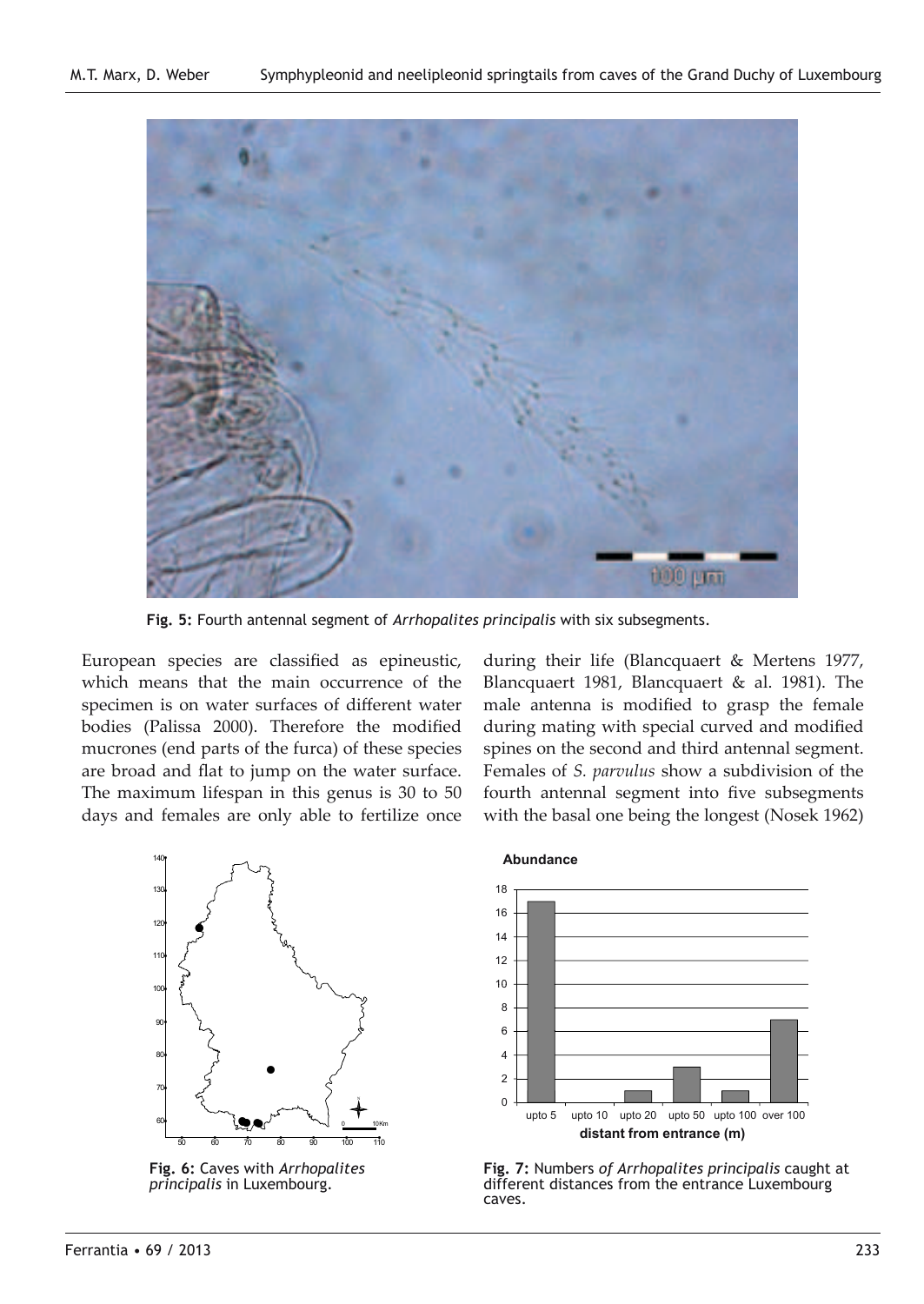**Fig. 5:** Fourth antennal segment of *Arrhopalites principalis* with six subsegments.

European species are classified as epineustic, which means that the main occurrence of the specimen is on water surfaces of different water bodies (Palissa 2000). Therefore the modified mucrones (end parts of the furca) of these species are broad and flat to jump on the water surface. The maximum lifespan in this genus is 30 to 50 days and females are only able to fertilize once during their life (Blancquaert & Mertens 1977, Blancquaert 1981, Blancquaert & al. 1981). The male antenna is modified to grasp the female during mating with special curved and modified spines on the second and third antennal segment. Females of *S. parvulus* show a subdivision of the fourth antennal segment into five subsegments with the basal one being the longest (Nosek 1962)

**Fig. 6:** Caves with *Arrhopalites principalis* in Luxembourg.

**Fig. 7:** Numbers *of Arrhopalites principalis* caught at different distances from the entrance Luxembourg caves.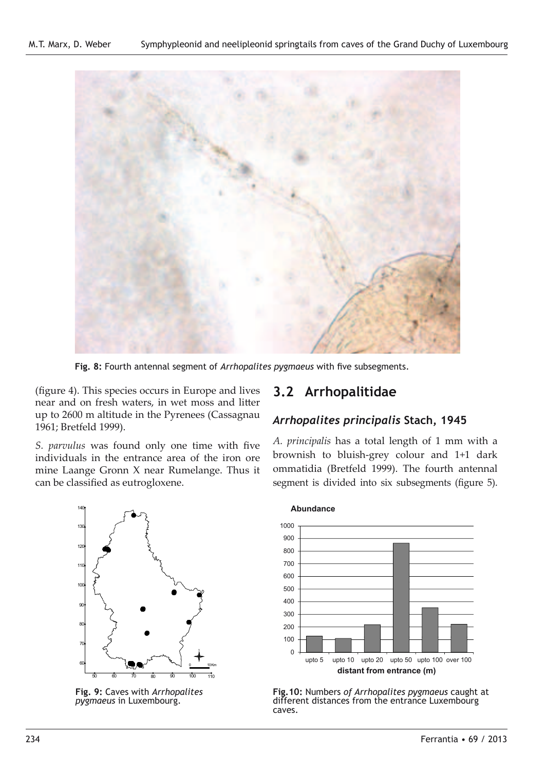Fig. 8: Fourth antennal segment of *Arrhopalites pygmaeus* with five subsegments.

(figure 4). This species occurs in Europe and lives near and on fresh waters, in wet moss and litter up to 2600 m altitude in the Pyrenees (Cassagnau 1961; Bretfeld 1999).

*S. parvulus* was found only one time with five individuals in the entrance area of the iron ore mine Laange Gronn X near Rumelange. Thus it can be classified as eutrogloxene.

Fig. 9: Caves with *Arrhopalites pygmaeus* in Luxembourg.

## 3.2 Arrhopalitidae

### *Arrhopalites principalis* Stach, 1945

*A. principalis* has a total length of 1 mm with a brownish to bluish-grey colour and 1+1 dark ommatidia (Bretfeld 1999). The fourth antennal segment is divided into six subsegments (figure 5).

Fig.10: Numbers *of Arrhopalites pygmaeus* caught at different distances from the entrance Luxembourg caves.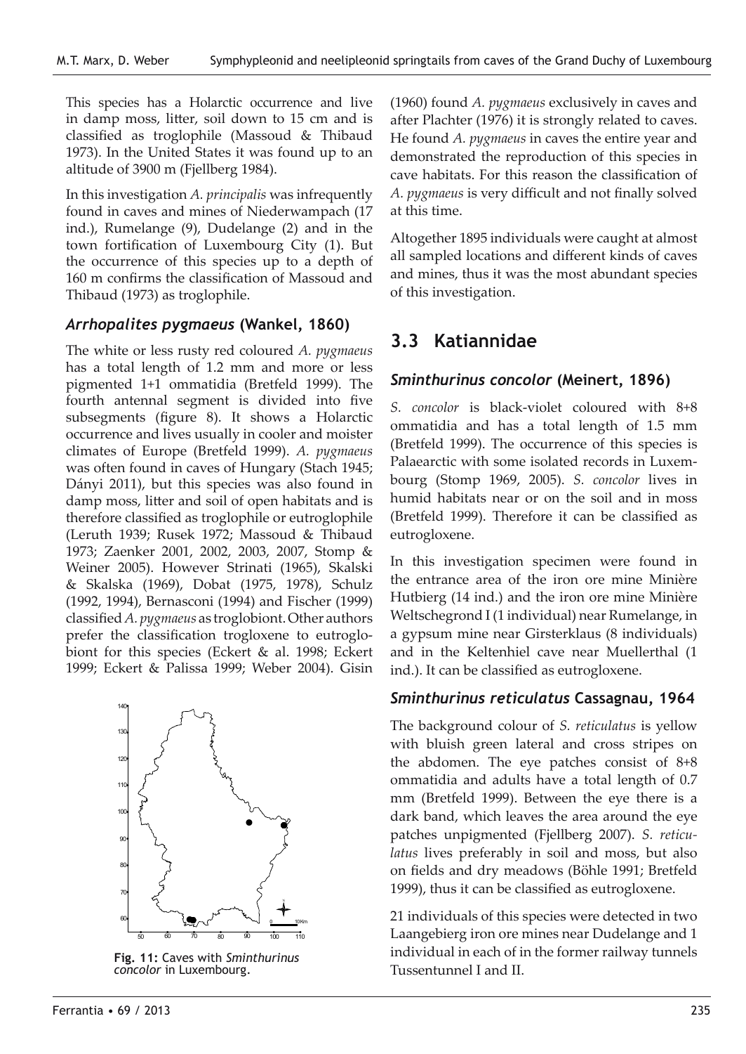This species has a Holarctic occurrence and live in damp moss, litter, soil down to 15 cm and is classified as troglophile (Massoud & Thibaud 1973). In the United States it was found up to an altitude of 3900 m (Fjellberg 1984).

In this investigation *A. principalis* was infrequently found in caves and mines of Niederwampach (17 ind.), Rumelange (9), Dudelange (2) and in the town fortification of Luxembourg City (1). But the occurrence of this species up to a depth of 160 m confirms the classification of Massoud and Thibaud (1973) as troglophile.

### *Arrhopalites pygmaeus* (Wankel, 1860)

The white or less rusty red coloured *A. pygmaeus* has a total length of 1.2 mm and more or less pigmented 1+1 ommatidia (Bretfeld 1999). The fourth antennal segment is divided into five subsegments (figure 8). It shows a Holarctic occurrence and lives usually in cooler and moister climates of Europe (Bretfeld 1999). *A. pygmaeus* was often found in caves of Hungary (Stach 1945; Dányi 2011), but this species was also found in damp moss, litter and soil of open habitats and is therefore classified as troglophile or eutroglophile (Leruth 1939; Rusek 1972; Massoud & Thibaud 1973; Zaenker 2001, 2002, 2003, 2007, Stomp & Weiner 2005). However Strinati (1965), Skalski & Skalska (1969), Dobat (1975, 1978), Schulz (1992, 1994), Bernasconi (1994) and Fischer (1999) classified *A. pygmaeus* as troglobiont. Other authors prefer the classification trogloxene to eutroglobiont for this species (Eckert & al. 1998; Eckert 1999; Eckert & Palissa 1999; Weber 2004). Gisin (1960) found *A. pygmaeus* exclusively in caves and after Plachter (1976) it is strongly related to caves. He found *A. pygmaeus* in caves the entire year and demonstrated the reproduction of this species in cave habitats. For this reason the classification of *A. pygmaeus* is very difficult and not finally solved at this time.

Altogether 1895 individuals were caught at almost all sampled locations and different kinds of caves and mines, thus it was the most abundant species of this investigation.

**Fig. 11:** Caves with *Sminthurinus concolor* in Luxembourg.

## 3.3 Katiannidae

### *Sminthurinus concolor* (Meinert, 1896)

*S. concolor* is black-violet coloured with 8+8 ommatidia and has a total length of 1.5 mm (Bretfeld 1999). The occurrence of this species is Palaearctic with some isolated records in Luxembourg (Stomp 1969, 2005). *S. concolor* lives in humid habitats near or on the soil and in moss (Bretfeld 1999). Therefore it can be classified as eutrogloxene.

In this investigation specimen were found in the entrance area of the iron ore mine Minière Hutbierg (14 ind.) and the iron ore mine Minière Weltschegrond I (1 individual) near Rumelange, in a gypsum mine near Girsterklaus (8 individuals) and in the Keltenhiel cave near Muellerthal (1 ind.). It can be classified as eutrogloxene.

### *Sminthurinus reticulatus* Cassagnau, 1964

The background colour of *S. reticulatus* is yellow with bluish green lateral and cross stripes on the abdomen. The eye patches consist of 8+8 ommatidia and adults have a total length of 0.7 mm (Bretfeld 1999). Between the eye there is a dark band, which leaves the area around the eye patches unpigmented (Fjellberg 2007). *S. reticulatus* lives preferably in soil and moss, but also on fields and dry meadows (Böhle 1991; Bretfeld 1999), thus it can be classified as eutrogloxene.

21 individuals of this species were detected in two Laangebierg iron ore mines near Dudelange and 1 individual in each of in the former railway tunnels Tussentunnel I and II.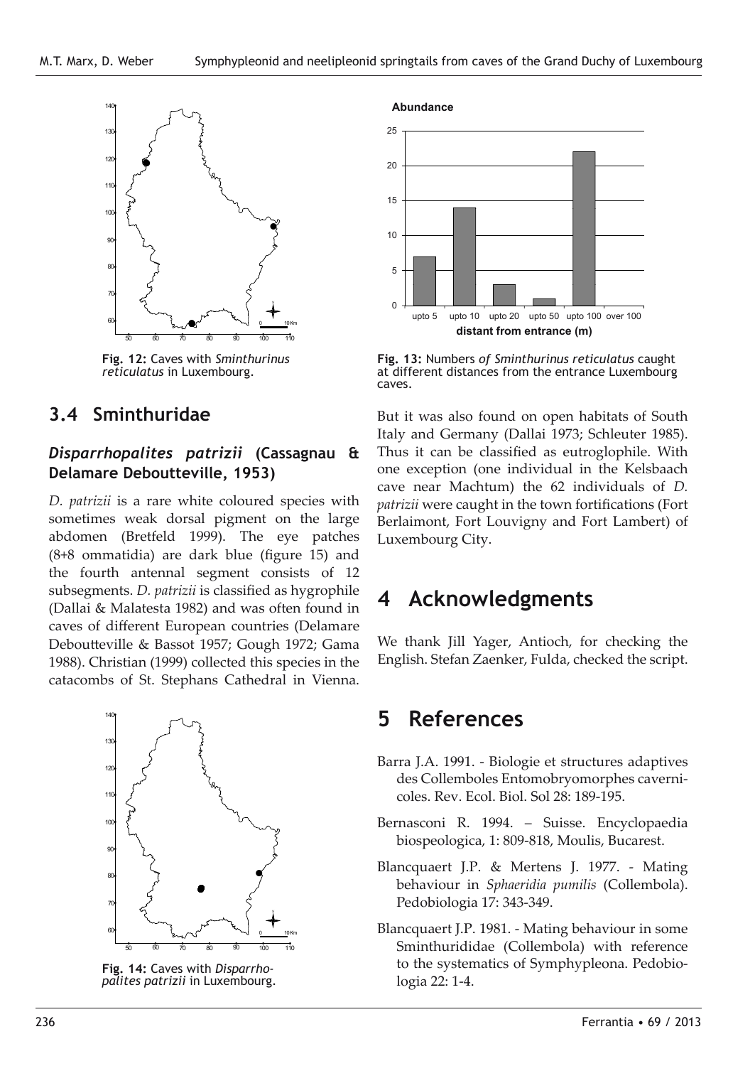Fig. 12: Caves with *Sminthurinus reticulatus* in Luxembourg.

Fig. 13: Numbers *of Sminthurinus reticulatus* caught at different distances from the entrance Luxembourg caves.

## 3.4 Sminthuridae

### *Disparrhopalites patrizii* (Cassagnau & Delamare Deboutteville, 1953)

*D. patrizii* is a rare white coloured species with sometimes weak dorsal pigment on the large abdomen (Bretfeld 1999). The eye patches (8+8 ommatidia) are dark blue (figure 15) and the fourth antennal segment consists of 12 subsegments. *D. patrizii* is classified as hygrophile (Dallai & Malatesta 1982) and was often found in caves of different European countries (Delamare Deboutteville & Bassot 1957; Gough 1972; Gama 1988). Christian (1999) collected this species in the catacombs of St. Stephans Cathedral in Vienna. But it was also found on open habitats of South Italy and Germany (Dallai 1973; Schleuter 1985). Thus it can be classified as eutroglophile. With one exception (one individual in the Kelsbaach cave near Machtum) the 62 individuals of *D. patrizii* were caught in the town fortifications (Fort Berlaimont, Fort Louvigny and Fort Lambert) of Luxembourg City.

Fig. 14: Caves with *Disparrhopalites patrizii* in Luxembourg.

# 4 Acknowledgments

We thank Jill Yager, Antioch, for checking the English. Stefan Zaenker, Fulda, checked the script.

# 5 References

Barra J.A. 1991. - Biologie et structures adaptives des Collemboles Entomobryomorphes cavernicoles. Rev. Ecol. Biol. Sol 28: 189-195.

Bernasconi R. 1994. – Suisse. Encyclopaedia biospeologica, 1: 809-818, Moulis, Bucarest.

Blancquaert J.P. & Mertens J. 1977. - Mating behaviour in *Sphaeridia pumilis* (Collembola). Pedobiologia 17: 343-349.

Blancquaert J.P. 1981. - Mating behaviour in some Sminthurididae (Collembola) with reference to the systematics of Symphypleona. Pedobiologia 22: 1-4.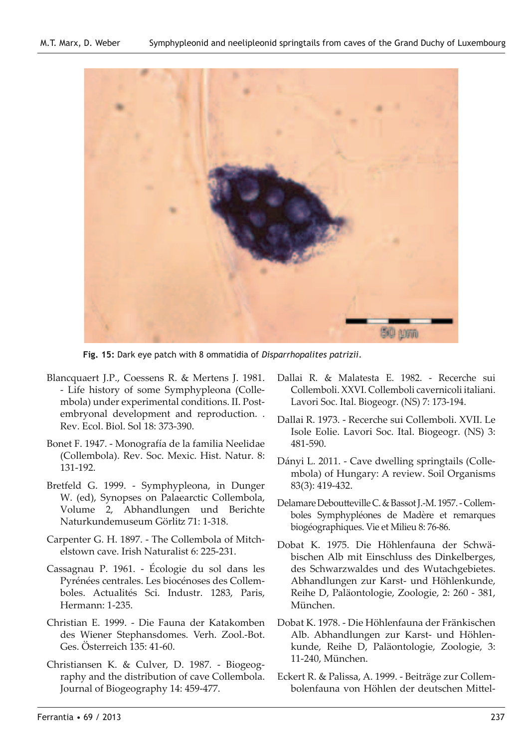**Fig. 15:** Dark eye patch with 8 ommatidia of *Disparrhopalites patrizii*.

Blancquaert J.P., Coessens R. & Mertens J. 1981. - Life history of some Symphypleona (Collembola) under experimental conditions. II. Post-embryonal development and reproduction. . Rev. Ecol. Biol. Sol 18: 373-390.

Bonet F. 1947. - Monografía de la familia Neelidae (Collembola). Rev. Soc. Mexic. Hist. Natur. 8: 131-192.

Bretfeld G. 1999. - Symphypleona, in Dunger W. (ed), Synopses on Palaearctic Collembola, Volume 2, Abhandlungen und Berichte Naturkundemuseum Görlitz 71: 1-318.

Carpenter G. H. 1897. - The Collembola of Mitchelstown cave. Irish Naturalist 6: 225-231.

Cassagnau P. 1961. - Écologie du sol dans les Pyrénées centrales. Les biocénoses des Collemboles. Actualités Sci. Industr. 1283, Paris, Hermann: 1-235.

Christian E. 1999. - Die Fauna der Katakomben des Wiener Stephansdomes. Verh. Zool.-Bot. Ges. Österreich 135: 41-60.

Christiansen K. & Culver, D. 1987. - Biogeography and the distribution of cave Collembola. Journal of Biogeography 14: 459-477.

Dallai R. & Malatesta E. 1982. - Recerche sui Collemboli. XXVI. Collemboli cavernicoli italiani. Lavori Soc. Ital. Biogeogr. (NS) 7: 173-194.

Dallai R. 1973. - Recerche sui Collemboli. XVII. Le Isole Eolie. Lavori Soc. Ital. Biogeogr. (NS) 3: 481-590.

Dányi L. 2011. - Cave dwelling springtails (Collembola) of Hungary: A review. Soil Organisms 83(3): 419-432.

Delamare Deboutteville C. & Bassot J.-M. 1957. - Collemboles Symphypléones de Madère et remarques biogéographiques. Vie et Milieu 8: 76-86.

Dobat K. 1975. Die Höhlenfauna der Schwäbischen Alb mit Einschluss des Dinkelberges, des Schwarzwaldes und des Wutachgebietes. Abhandlungen zur Karst- und Höhlenkunde, Reihe D, Paläontologie, Zoologie, 2: 260 - 381, München.

Dobat K. 1978. - Die Höhlenfauna der Fränkischen Alb. Abhandlungen zur Karst- und Höhlenkunde, Reihe D, Paläontologie, Zoologie, 3: 11-240, München.

Eckert R. & Palissa, A. 1999. - Beiträge zur Collembolenfauna von Höhlen der deutschen Mittel-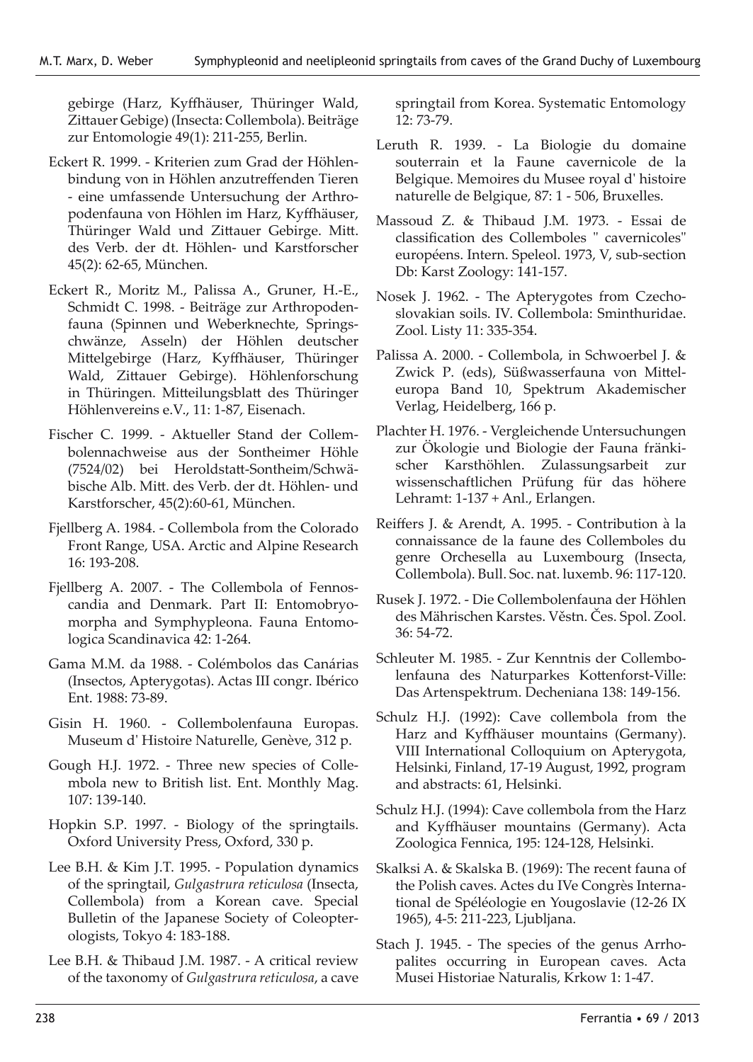gebirge (Harz, Kyffhäuser, Thüringer Wald, Zittauer Gebige) (Insecta: Collembola). Beiträge zur Entomologie 49(1): 211-255, Berlin.

Eckert R. 1999. - Kriterien zum Grad der Höhlenbindung von in Höhlen anzutreffenden Tieren - eine umfassende Untersuchung der Arthropodenfauna von Höhlen im Harz, Kyffhäuser, Thüringer Wald und Zittauer Gebirge. Mitt. des Verb. der dt. Höhlen- und Karstforscher 45(2): 62-65, München.

Eckert R., Moritz M., Palissa A., Gruner, H.-E., Schmidt C. 1998. - Beiträge zur Arthropodenfauna (Spinnen und Weberknechte, Springschwänze, Asseln) der Höhlen deutscher Mittelgebirge (Harz, Kyffhäuser, Thüringer Wald, Zittauer Gebirge). Höhlenforschung in Thüringen. Mitteilungsblatt des Thüringer Höhlenvereins e.V., 11: 1-87, Eisenach.

Fischer C. 1999. - Aktueller Stand der Collembolennachweise aus der Sontheimer Höhle (7524/02) bei Heroldstatt-Sontheim/Schwäbische Alb. Mitt. des Verb. der dt. Höhlen- und Karstforscher, 45(2):60-61, München.

Fjellberg A. 1984. - Collembola from the Colorado Front Range, USA. Arctic and Alpine Research 16: 193-208.

Fjellberg A. 2007. - The Collembola of Fennoscandia and Denmark. Part II: Entomobryomorpha and Symphypleona. Fauna Entomologica Scandinavica 42: 1-264.

Gama M.M. da 1988. - Colémbolos das Canárias (Insectos, Apterygotas). Actas III congr. Ibérico Ent. 1988: 73-89.

Gisin H. 1960. - Collembolenfauna Europas. Museum d' Histoire Naturelle, Genève, 312 p.

Gough H.J. 1972. - Three new species of Collembola new to British list. Ent. Monthly Mag. 107: 139-140.

Hopkin S.P. 1997. - Biology of the springtails. Oxford University Press, Oxford, 330 p.

Lee B.H. & Kim J.T. 1995. - Population dynamics of the springtail, *Gulgastrura reticulosa* (Insecta, Collembola) from a Korean cave. Special Bulletin of the Japanese Society of Coleopterologists, Tokyo 4: 183-188.

Lee B.H. & Thibaud J.M. 1987. - A critical review of the taxonomy of *Gulgastrura reticulosa*, a cave springtail from Korea. Systematic Entomology 12: 73-79.

Leruth R. 1939. - La Biologie du domaine souterrain et la Faune cavernicole de la Belgique. Memoires du Musee royal d' histoire naturelle de Belgique, 87: 1 - 506, Bruxelles.

Massoud Z. & Thibaud J.M. 1973. - Essai de classification des Collemboles " cavernicoles" européens. Intern. Speleol. 1973, V, sub-section Db: Karst Zoology: 141-157.

Nosek J. 1962. - The Apterygotes from Czechoslovakian soils. IV. Collembola: Sminthuridae. Zool. Listy 11: 335-354.

Palissa A. 2000. - Collembola, in Schwoerbel J. & Zwick P. (eds), Süßwasserfauna von Mitteleuropa Band 10, Spektrum Akademischer Verlag, Heidelberg, 166 p.

Plachter H. 1976. - Vergleichende Untersuchungen zur Ökologie und Biologie der Fauna fränkischer Karsthöhlen. Zulassungsarbeit zur wissenschaftlichen Prüfung für das höhere Lehramt: 1-137 + Anl., Erlangen.

Reiffers J. & Arendt, A. 1995. - Contribution à la connaissance de la faune des Collemboles du genre Orchesella au Luxembourg (Insecta, Collembola). Bull. Soc. nat. luxemb. 96: 117-120.

Rusek J. 1972. - Die Collembolenfauna der Höhlen des Mährischen Karstes. Věstn. Čes. Spol. Zool. 36: 54-72.

Schleuter M. 1985. - Zur Kenntnis der Collembolenfauna des Naturparkes Kottenforst-Ville: Das Artenspektrum. Decheniana 138: 149-156.

Schulz H.J. (1992): Cave collembola from the Harz and Kyffhäuser mountains (Germany). VIII International Colloquium on Apterygota, Helsinki, Finland, 17-19 August, 1992, program and abstracts: 61, Helsinki.

Schulz H.J. (1994): Cave collembola from the Harz and Kyffhäuser mountains (Germany). Acta Zoologica Fennica, 195: 124-128, Helsinki.

Skalksi A. & Skalska B. (1969): The recent fauna of the Polish caves. Actes du IVe Congrès International de Spéléologie en Yougoslavie (12-26 IX 1965), 4-5: 211-223, Ljubljana.

Stach J. 1945. - The species of the genus Arrhopalites occurring in European caves. Acta Musei Historiae Naturalis, Krkow 1: 1-47.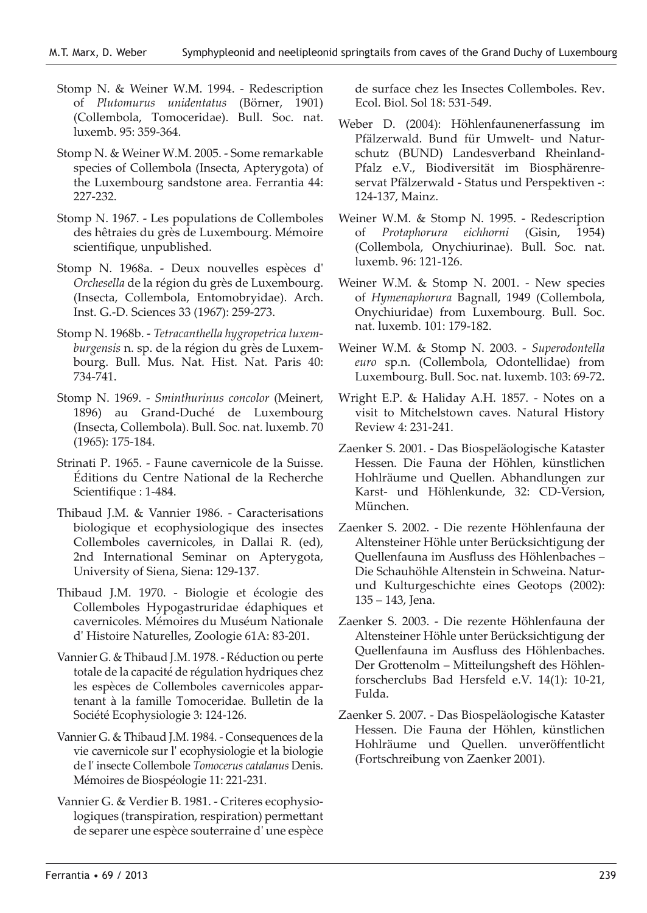Stomp N. & Weiner W.M. 1994. - Redescription of *Plutomurus unidentatus* (Börner, 1901) (Collembola, Tomoceridae). Bull. Soc. nat. luxemb. 95: 359-364.

Stomp N. & Weiner W.M. 2005. - Some remarkable species of Collembola (Insecta, Apterygota) of the Luxembourg sandstone area. Ferrantia 44: 227-232.

Stomp N. 1967. - Les populations de Collemboles des hêtraies du grès de Luxembourg. Mémoire scientifique, unpublished.

Stomp N. 1968a. - Deux nouvelles espèces d' *Orchesella* de la région du grès de Luxembourg. (Insecta, Collembola, Entomobryidae). Arch. Inst. G.-D. Sciences 33 (1967): 259-273.

Stomp N. 1968b. - *Tetracanthella hygropetrica luxemburgensis* n. sp. de la région du grès de Luxembourg. Bull. Mus. Nat. Hist. Nat. Paris 40: 734-741.

Stomp N. 1969. - *Sminthurinus concolor* (Meinert, 1896) au Grand-Duché de Luxembourg (Insecta, Collembola). Bull. Soc. nat. luxemb. 70 (1965): 175-184.

Strinati P. 1965. - Faune cavernicole de la Suisse. Éditions du Centre National de la Recherche Scientifique : 1-484.

Thibaud J.M. & Vannier 1986. - Caracterisations biologique et ecophysiologique des insectes Collemboles cavernicoles, in Dallai R. (ed), 2nd International Seminar on Apterygota, University of Siena, Siena: 129-137.

Thibaud J.M. 1970. - Biologie et écologie des Collemboles Hypogastruridae édaphiques et cavernicoles. Mémoires du Muséum Nationale d' Histoire Naturelles, Zoologie 61A: 83-201.

Vannier G. & Thibaud J.M. 1978. - Réduction ou perte totale de la capacité de régulation hydriques chez les espèces de Collemboles cavernicoles appartenant à la famille Tomoceridae. Bulletin de la Société Ecophysiologie 3: 124-126.

Vannier G. & Thibaud J.M. 1984. - Consequences de la vie cavernicole sur l' ecophysiologie et la biologie de l' insecte Collembole *Tomocerus catalanus* Denis. Mémoires de Biospéologie 11: 221-231.

Vannier G. & Verdier B. 1981. - Criteres ecophysiologiques (transpiration, respiration) permettant de separer une espèce souterraine d' une espèce de surface chez les Insectes Collemboles. Rev. Ecol. Biol. Sol 18: 531-549.

Weber D. (2004): Höhlenfaunenerfassung im Pfälzerwald. Bund für Umwelt- und Naturschutz (BUND) Landesverband Rheinland-Pfalz e.V., Biodiversität im Biosphärenreservat Pfälzerwald - Status und Perspektiven -: 124-137, Mainz.

Weiner W.M. & Stomp N. 1995. - Redescription of *Protaphorura eichhorni* (Gisin, 1954) (Collembola, Onychiurinae). Bull. Soc. nat. luxemb. 96: 121-126.

Weiner W.M. & Stomp N. 2001. - New species of *Hymenaphorura* Bagnall, 1949 (Collembola, Onychiuridae) from Luxembourg. Bull. Soc. nat. luxemb. 101: 179-182.

Weiner W.M. & Stomp N. 2003. - *Superodontella euro* sp.n. (Collembola, Odontellidae) from Luxembourg. Bull. Soc. nat. luxemb. 103: 69-72.

Wright E.P. & Haliday A.H. 1857. - Notes on a visit to Mitchelstown caves. Natural History Review 4: 231-241.

Zaenker S. 2001. - Das Biospeläologische Kataster Hessen. Die Fauna der Höhlen, künstlichen Hohlräume und Quellen. Abhandlungen zur Karst- und Höhlenkunde, 32: CD-Version, München.

Zaenker S. 2002. - Die rezente Höhlenfauna der Altensteiner Höhle unter Berücksichtigung der Quellenfauna im Ausfluss des Höhlenbaches – Die Schauhöhle Altenstein in Schweina. Natur- und Kulturgeschichte eines Geotops (2002): 135 – 143, Jena.

Zaenker S. 2003. - Die rezente Höhlenfauna der Altensteiner Höhle unter Berücksichtigung der Quellenfauna im Ausfluss des Höhlenbaches. Der Grottenolm – Mitteilungsheft des Höhlenforscherclubs Bad Hersfeld e.V. 14(1): 10-21, Fulda.

Zaenker S. 2007. - Das Biospeläologische Kataster Hessen. Die Fauna der Höhlen, künstlichen Hohlräume und Quellen. unveröffentlicht (Fortschreibung von Zaenker 2001).